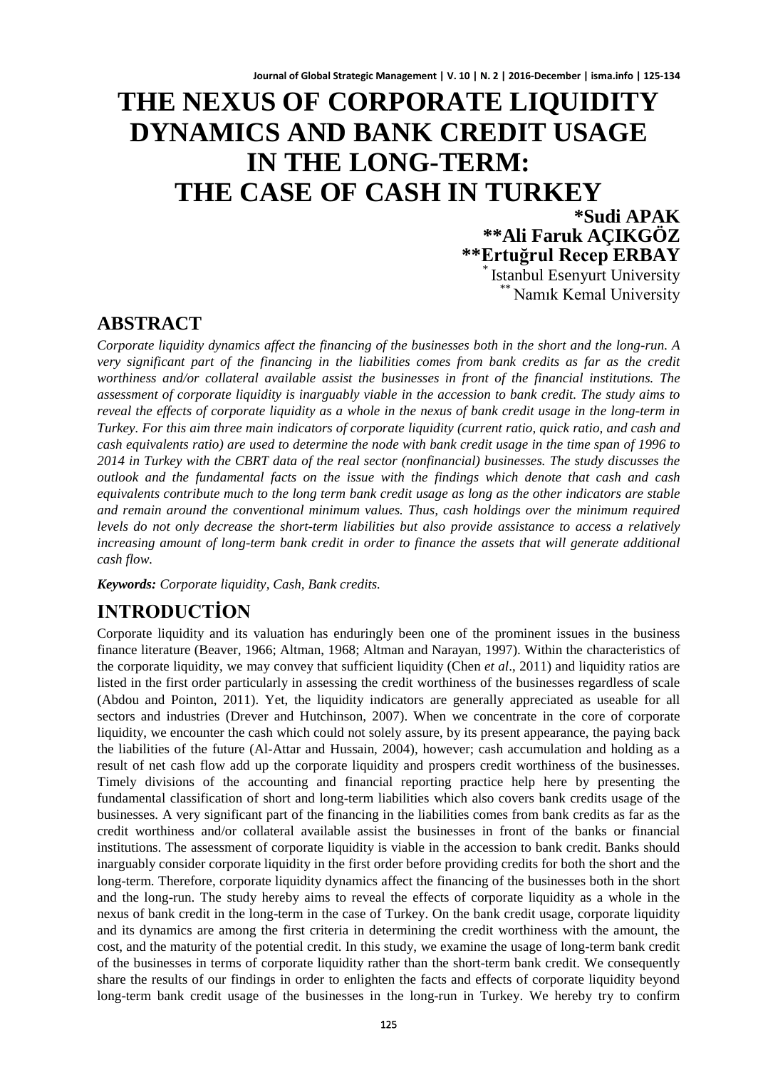# THE NEXUS OF CORPORATE LIQUIDITY DYNAMICS AND BANK CREDIT USAGE IN THE LONG-TERM: THE CASE OF CASH IN TURKEY

**\*Sudi APAK**
**\*\*Ali Faruk AÇIKGÖZ**
**\*\*Ertuğrul Recep ERBAY**

[*] Istanbul Esenyurt University
[**] Namık Kemal University

## ABSTRACT

*Corporate liquidity dynamics affect the financing of the businesses both in the short and the long-run. A very significant part of the financing in the liabilities comes from bank credits as far as the credit worthiness and/or collateral available assist the businesses in front of the financial institutions. The assessment of corporate liquidity is inarguably viable in the accession to bank credit. The study aims to reveal the effects of corporate liquidity as a whole in the nexus of bank credit usage in the long-term in Turkey. For this aim three main indicators of corporate liquidity (current ratio, quick ratio, and cash and cash equivalents ratio) are used to determine the node with bank credit usage in the time span of 1996 to 2014 in Turkey with the CBRT data of the real sector (nonfinancial) businesses. The study discusses the outlook and the fundamental facts on the issue with the findings which denote that cash and cash equivalents contribute much to the long term bank credit usage as long as the other indicators are stable and remain around the conventional minimum values. Thus, cash holdings over the minimum required levels do not only decrease the short-term liabilities but also provide assistance to access a relatively increasing amount of long-term bank credit in order to finance the assets that will generate additional cash flow.*

***Keywords:*** *Corporate liquidity, Cash, Bank credits.*

## INTRODUCTİON

Corporate liquidity and its valuation has enduringly been one of the prominent issues in the business finance literature (Beaver, 1966; Altman, 1968; Altman and Narayan, 1997). Within the characteristics of the corporate liquidity, we may convey that sufficient liquidity (Chen *et al*., 2011) and liquidity ratios are listed in the first order particularly in assessing the credit worthiness of the businesses regardless of scale (Abdou and Pointon, 2011). Yet, the liquidity indicators are generally appreciated as useable for all sectors and industries (Drever and Hutchinson, 2007). When we concentrate in the core of corporate liquidity, we encounter the cash which could not solely assure, by its present appearance, the paying back the liabilities of the future (Al-Attar and Hussain, 2004), however; cash accumulation and holding as a result of net cash flow add up the corporate liquidity and prospers credit worthiness of the businesses. Timely divisions of the accounting and financial reporting practice help here by presenting the fundamental classification of short and long-term liabilities which also covers bank credits usage of the businesses. A very significant part of the financing in the liabilities comes from bank credits as far as the credit worthiness and/or collateral available assist the businesses in front of the banks or financial institutions. The assessment of corporate liquidity is viable in the accession to bank credit. Banks should inarguably consider corporate liquidity in the first order before providing credits for both the short and the long-term. Therefore, corporate liquidity dynamics affect the financing of the businesses both in the short and the long-run. The study hereby aims to reveal the effects of corporate liquidity as a whole in the nexus of bank credit in the long-term in the case of Turkey. On the bank credit usage, corporate liquidity and its dynamics are among the first criteria in determining the credit worthiness with the amount, the cost, and the maturity of the potential credit. In this study, we examine the usage of long-term bank credit of the businesses in terms of corporate liquidity rather than the short-term bank credit. We consequently share the results of our findings in order to enlighten the facts and effects of corporate liquidity beyond long-term bank credit usage of the businesses in the long-run in Turkey. We hereby try to confirm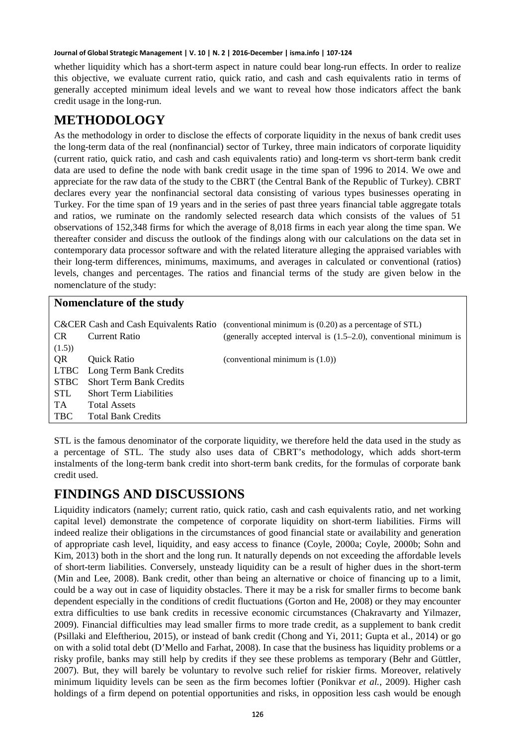whether liquidity which has a short-term aspect in nature could bear long-run effects. In order to realize this objective, we evaluate current ratio, quick ratio, and cash and cash equivalents ratio in terms of generally accepted minimum ideal levels and we want to reveal how those indicators affect the bank credit usage in the long-run.

# METHODOLOGY

As the methodology in order to disclose the effects of corporate liquidity in the nexus of bank credit uses the long-term data of the real (nonfinancial) sector of Turkey, three main indicators of corporate liquidity (current ratio, quick ratio, and cash and cash equivalents ratio) and long-term vs short-term bank credit data are used to define the node with bank credit usage in the time span of 1996 to 2014. We owe and appreciate for the raw data of the study to the CBRT (the Central Bank of the Republic of Turkey). CBRT declares every year the nonfinancial sectoral data consisting of various types businesses operating in Turkey. For the time span of 19 years and in the series of past three years financial table aggregate totals and ratios, we ruminate on the randomly selected research data which consists of the values of 51 observations of 152,348 firms for which the average of 8,018 firms in each year along the time span. We thereafter consider and discuss the outlook of the findings along with our calculations on the data set in contemporary data processor software and with the related literature alleging the appraised variables with their long-term differences, minimums, maximums, and averages in calculated or conventional (ratios) levels, changes and percentages. The ratios and financial terms of the study are given below in the nomenclature of the study:

**Nomenclature of the study**

| | | |
|---|---|---|
| C&CER | Cash and Cash Equivalents Ratio | (conventional minimum is (0.20) as a percentage of STL) |
| CR | Current Ratio | (generally accepted interval is (1.5–2.0), conventional minimum is (1.5)) |
| QR | Quick Ratio | (conventional minimum is (1.0)) |
| LTBC | Long Term Bank Credits | |
| STBC | Short Term Bank Credits | |
| STL | Short Term Liabilities | |
| TA | Total Assets | |
| TBC | Total Bank Credits | |

STL is the famous denominator of the corporate liquidity, we therefore held the data used in the study as a percentage of STL. The study also uses data of CBRT's methodology, which adds short-term instalments of the long-term bank credit into short-term bank credits, for the formulas of corporate bank credit used.

# FINDINGS AND DISCUSSIONS

Liquidity indicators (namely; current ratio, quick ratio, cash and cash equivalents ratio, and net working capital level) demonstrate the competence of corporate liquidity on short-term liabilities. Firms will indeed realize their obligations in the circumstances of good financial state or availability and generation of appropriate cash level, liquidity, and easy access to finance (Coyle, 2000a; Coyle, 2000b; Sohn and Kim, 2013) both in the short and the long run. It naturally depends on not exceeding the affordable levels of short-term liabilities. Conversely, unsteady liquidity can be a result of higher dues in the short-term (Min and Lee, 2008). Bank credit, other than being an alternative or choice of financing up to a limit, could be a way out in case of liquidity obstacles. There it may be a risk for smaller firms to become bank dependent especially in the conditions of credit fluctuations (Gorton and He, 2008) or they may encounter extra difficulties to use bank credits in recessive economic circumstances (Chakravarty and Yilmazer, 2009). Financial difficulties may lead smaller firms to more trade credit, as a supplement to bank credit (Psillaki and Eleftheriou, 2015), or instead of bank credit (Chong and Yi, 2011; Gupta et al., 2014) or go on with a solid total debt (D'Mello and Farhat, 2008). In case that the business has liquidity problems or a risky profile, banks may still help by credits if they see these problems as temporary (Behr and Güttler, 2007). But, they will barely be voluntary to revolve such relief for riskier firms. Moreover, relatively minimum liquidity levels can be seen as the firm becomes loftier (Ponikvar *et al.*, 2009). Higher cash holdings of a firm depend on potential opportunities and risks, in opposition less cash would be enough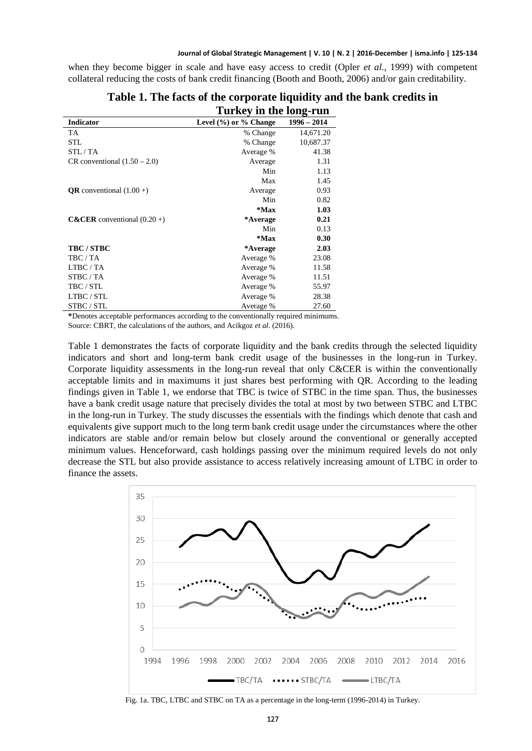when they become bigger in scale and have easy access to credit (Opler *et al.*, 1999) with competent collateral reducing the costs of bank credit financing (Booth and Booth, 2006) and/or gain creditability.

**Table 1. The facts of the corporate liquidity and the bank credits in Turkey in the long-run**

| Indicator | Level (%) or % Change | 1996 – 2014 |
|---|---|---|
| TA | % Change | 14,671.20 |
| STL | % Change | 10,687.37 |
| STL / TA | Average % | 41.38 |
| CR conventional (1.50 – 2.0) | Average | 1.31 |
| | Min | 1.13 |
| | Max | 1.45 |
| **QR** conventional (1.00 +) | Average | 0.93 |
| | Min | 0.82 |
| | **\*Max** | **1.03** |
| **C&CER** conventional (0.20 +) | **\*Average** | **0.21** |
| | Min | 0.13 |
| | **\*Max** | **0.30** |
| **TBC / STBC** | **\*Average** | **2.03** |
| TBC / TA | Average % | 23.08 |
| LTBC / TA | Average % | 11.58 |
| STBC / TA | Average % | 11.51 |
| TBC / STL | Average % | 55.97 |
| LTBC / STL | Average % | 28.38 |
| STBC / STL | Average % | 27.60 |

**\***Denotes acceptable performances according to the conventionally required minimums.
Source: CBRT, the calculations of the authors, and Acikgoz *et al*. (2016).

Table 1 demonstrates the facts of corporate liquidity and the bank credits through the selected liquidity indicators and short and long-term bank credit usage of the businesses in the long-run in Turkey. Corporate liquidity assessments in the long-run reveal that only C&CER is within the conventionally acceptable limits and in maximums it just shares best performing with QR. According to the leading findings given in Table 1, we endorse that TBC is twice of STBC in the time span. Thus, the businesses have a bank credit usage nature that precisely divides the total at most by two between STBC and LTBC in the long-run in Turkey. The study discusses the essentials with the findings which denote that cash and equivalents give support much to the long term bank credit usage under the circumstances where the other indicators are stable and/or remain below but closely around the conventional or generally accepted minimum values. Henceforward, cash holdings passing over the minimum required levels do not only decrease the STL but also provide assistance to access relatively increasing amount of LTBC in order to finance the assets.

Fig. 1a. TBC, LTBC and STBC on TA as a percentage in the long-term (1996-2014) in Turkey.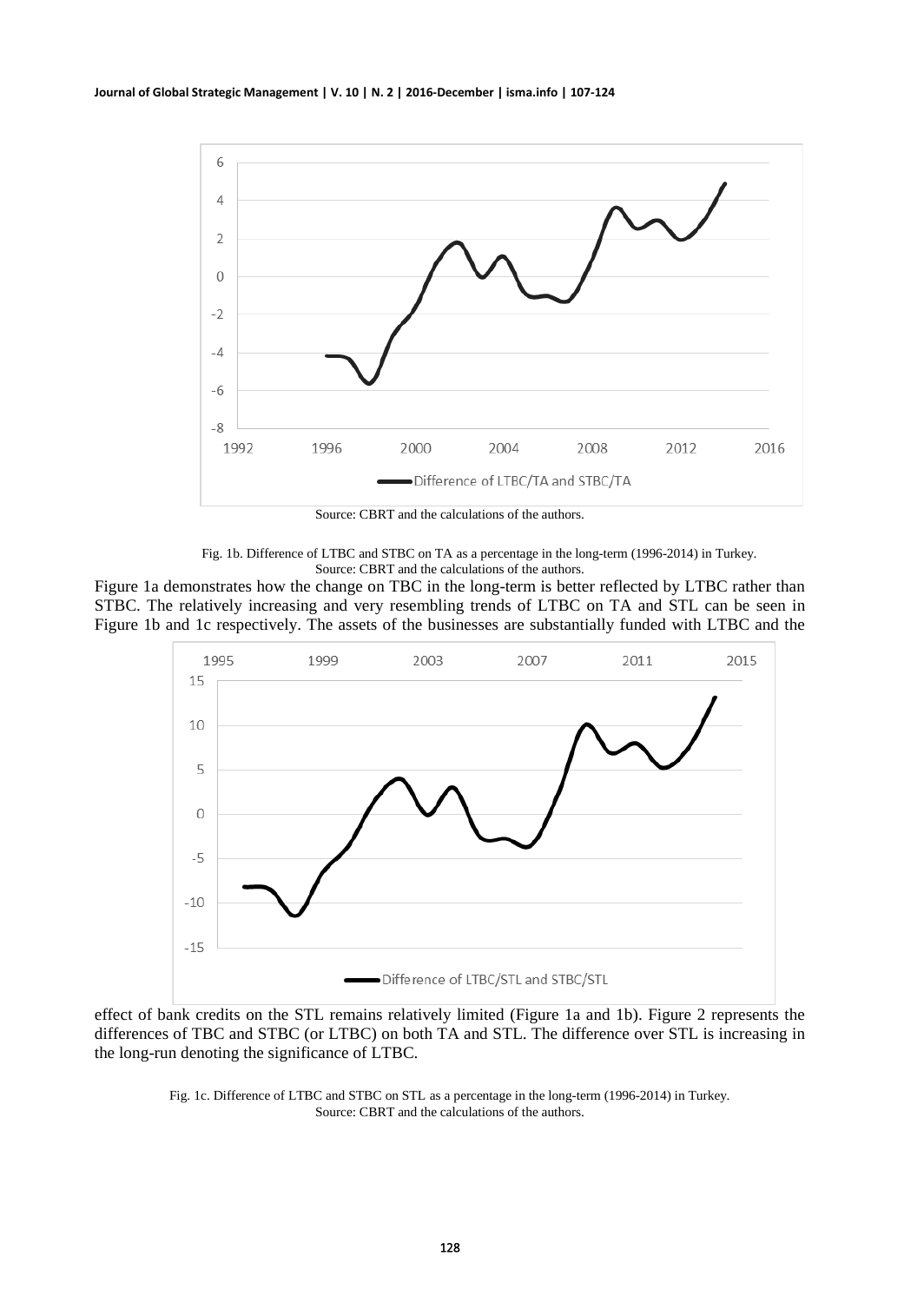Source: CBRT and the calculations of the authors.

Fig. 1b. Difference of LTBC and STBC on TA as a percentage in the long-term (1996-2014) in Turkey.
Source: CBRT and the calculations of the authors.

Figure 1a demonstrates how the change on TBC in the long-term is better reflected by LTBC rather than STBC. The relatively increasing and very resembling trends of LTBC on TA and STL can be seen in Figure 1b and 1c respectively. The assets of the businesses are substantially funded with LTBC and the effect of bank credits on the STL remains relatively limited (Figure 1a and 1b). Figure 2 represents the differences of TBC and STBC (or LTBC) on both TA and STL. The difference over STL is increasing in the long-run denoting the significance of LTBC.

Fig. 1c. Difference of LTBC and STBC on STL as a percentage in the long-term (1996-2014) in Turkey.
Source: CBRT and the calculations of the authors.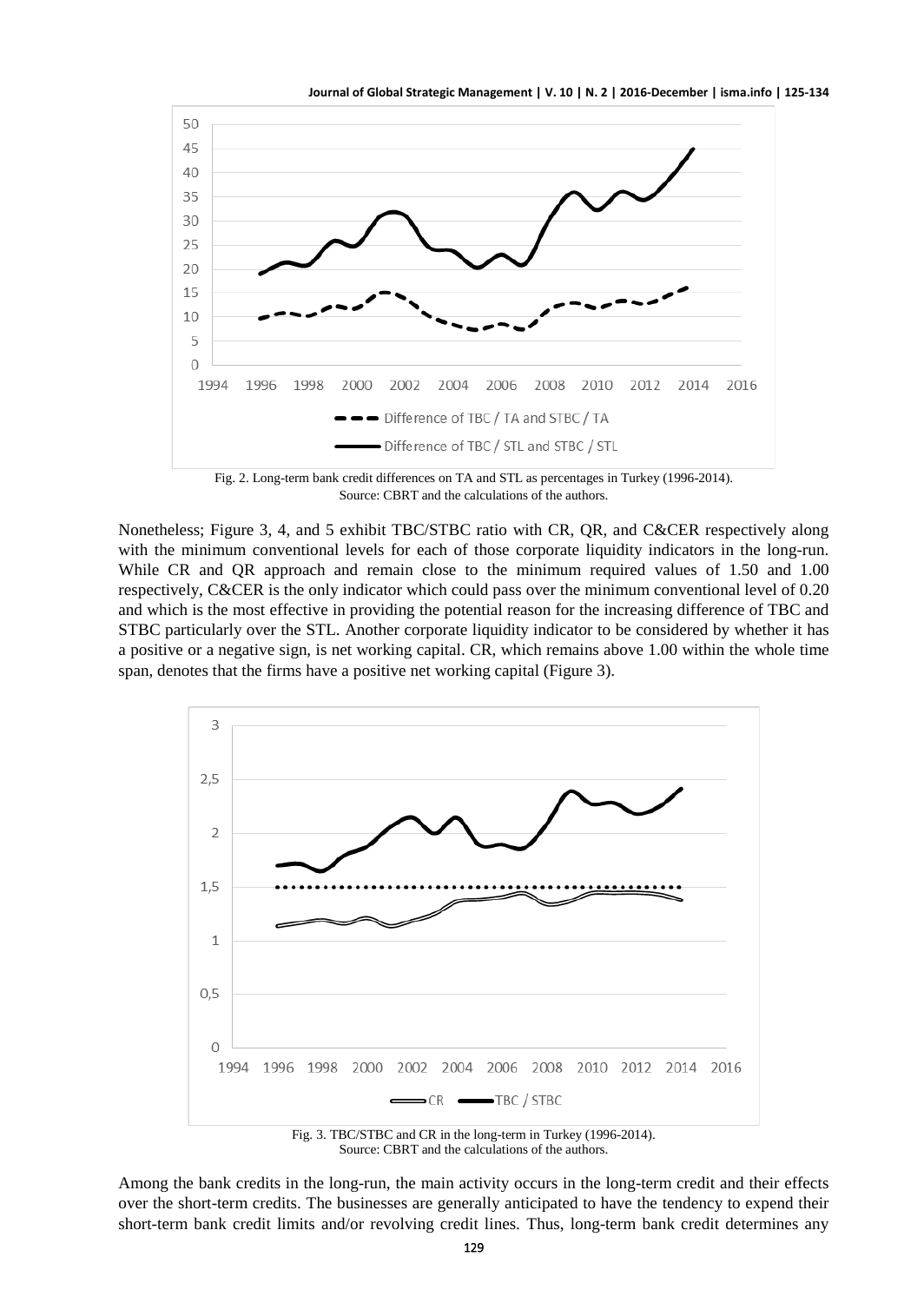Fig. 2. Long-term bank credit differences on TA and STL as percentages in Turkey (1996-2014).
Source: CBRT and the calculations of the authors.

Nonetheless; Figure 3, 4, and 5 exhibit TBC/STBC ratio with CR, QR, and C&CER respectively along with the minimum conventional levels for each of those corporate liquidity indicators in the long-run. While CR and QR approach and remain close to the minimum required values of 1.50 and 1.00 respectively, C&CER is the only indicator which could pass over the minimum conventional level of 0.20 and which is the most effective in providing the potential reason for the increasing difference of TBC and STBC particularly over the STL. Another corporate liquidity indicator to be considered by whether it has a positive or a negative sign, is net working capital. CR, which remains above 1.00 within the whole time span, denotes that the firms have a positive net working capital (Figure 3).

Fig. 3. TBC/STBC and CR in the long-term in Turkey (1996-2014).
Source: CBRT and the calculations of the authors.

Among the bank credits in the long-run, the main activity occurs in the long-term credit and their effects over the short-term credits. The businesses are generally anticipated to have the tendency to expend their short-term bank credit limits and/or revolving credit lines. Thus, long-term bank credit determines any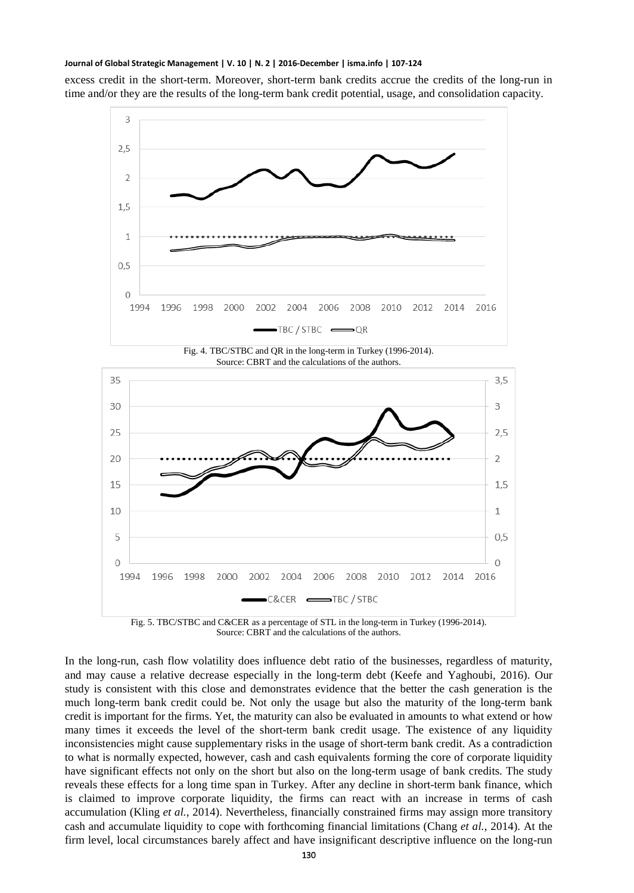excess credit in the short-term. Moreover, short-term bank credits accrue the credits of the long-run in time and/or they are the results of the long-term bank credit potential, usage, and consolidation capacity.

Fig. 4. TBC/STBC and QR in the long-term in Turkey (1996-2014).
Source: CBRT and the calculations of the authors.

Fig. 5. TBC/STBC and C&CER as a percentage of STL in the long-term in Turkey (1996-2014).
Source: CBRT and the calculations of the authors.

In the long-run, cash flow volatility does influence debt ratio of the businesses, regardless of maturity, and may cause a relative decrease especially in the long-term debt (Keefe and Yaghoubi, 2016). Our study is consistent with this close and demonstrates evidence that the better the cash generation is the much long-term bank credit could be. Not only the usage but also the maturity of the long-term bank credit is important for the firms. Yet, the maturity can also be evaluated in amounts to what extend or how many times it exceeds the level of the short-term bank credit usage. The existence of any liquidity inconsistencies might cause supplementary risks in the usage of short-term bank credit. As a contradiction to what is normally expected, however, cash and cash equivalents forming the core of corporate liquidity have significant effects not only on the short but also on the long-term usage of bank credits. The study reveals these effects for a long time span in Turkey. After any decline in short-term bank finance, which is claimed to improve corporate liquidity, the firms can react with an increase in terms of cash accumulation (Kling *et al.*, 2014). Nevertheless, financially constrained firms may assign more transitory cash and accumulate liquidity to cope with forthcoming financial limitations (Chang *et al.*, 2014). At the firm level, local circumstances barely affect and have insignificant descriptive influence on the long-run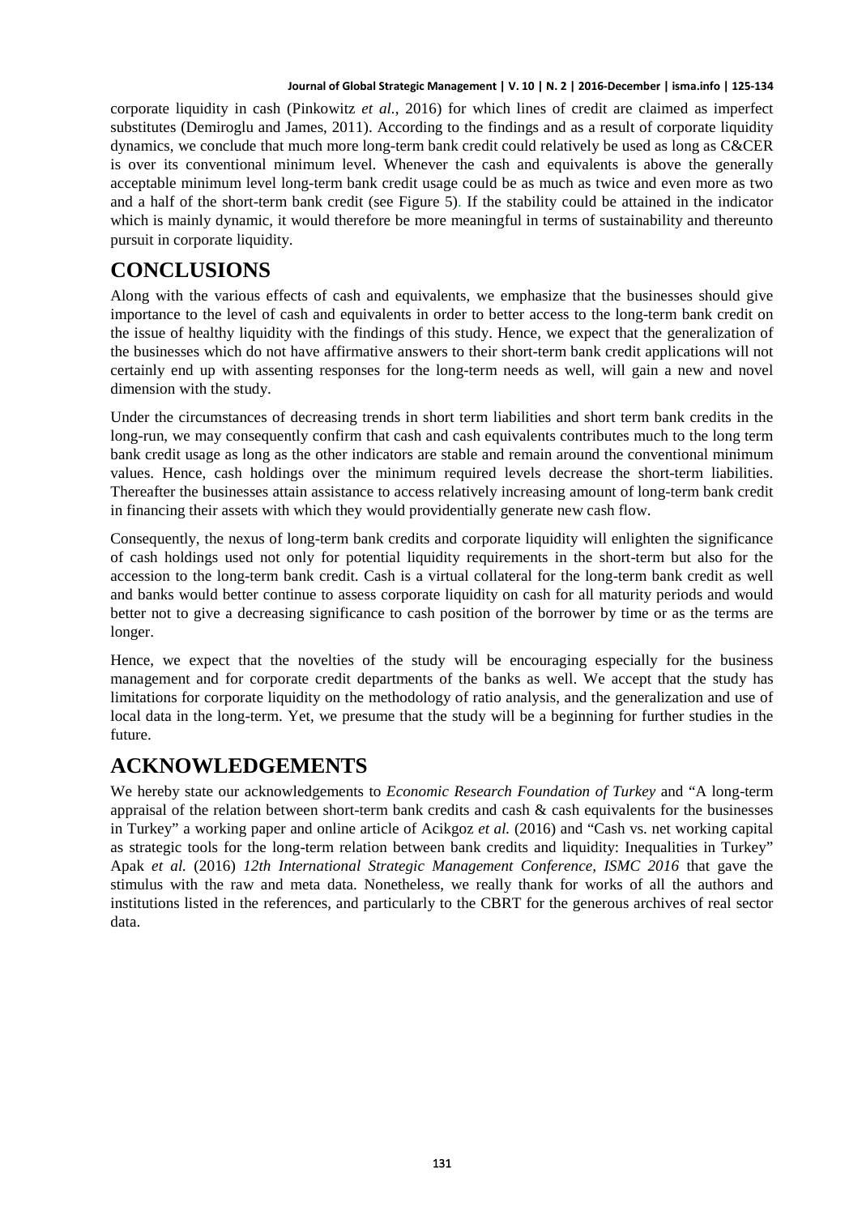corporate liquidity in cash (Pinkowitz *et al.*, 2016) for which lines of credit are claimed as imperfect substitutes (Demiroglu and James, 2011). According to the findings and as a result of corporate liquidity dynamics, we conclude that much more long-term bank credit could relatively be used as long as C&CER is over its conventional minimum level. Whenever the cash and equivalents is above the generally acceptable minimum level long-term bank credit usage could be as much as twice and even more as two and a half of the short-term bank credit (see Figure 5). If the stability could be attained in the indicator which is mainly dynamic, it would therefore be more meaningful in terms of sustainability and thereunto pursuit in corporate liquidity.

# CONCLUSIONS

Along with the various effects of cash and equivalents, we emphasize that the businesses should give importance to the level of cash and equivalents in order to better access to the long-term bank credit on the issue of healthy liquidity with the findings of this study. Hence, we expect that the generalization of the businesses which do not have affirmative answers to their short-term bank credit applications will not certainly end up with assenting responses for the long-term needs as well, will gain a new and novel dimension with the study.

Under the circumstances of decreasing trends in short term liabilities and short term bank credits in the long-run, we may consequently confirm that cash and cash equivalents contributes much to the long term bank credit usage as long as the other indicators are stable and remain around the conventional minimum values. Hence, cash holdings over the minimum required levels decrease the short-term liabilities. Thereafter the businesses attain assistance to access relatively increasing amount of long-term bank credit in financing their assets with which they would providentially generate new cash flow.

Consequently, the nexus of long-term bank credits and corporate liquidity will enlighten the significance of cash holdings used not only for potential liquidity requirements in the short-term but also for the accession to the long-term bank credit. Cash is a virtual collateral for the long-term bank credit as well and banks would better continue to assess corporate liquidity on cash for all maturity periods and would better not to give a decreasing significance to cash position of the borrower by time or as the terms are longer.

Hence, we expect that the novelties of the study will be encouraging especially for the business management and for corporate credit departments of the banks as well. We accept that the study has limitations for corporate liquidity on the methodology of ratio analysis, and the generalization and use of local data in the long-term. Yet, we presume that the study will be a beginning for further studies in the future.

# ACKNOWLEDGEMENTS

We hereby state our acknowledgements to *Economic Research Foundation of Turkey* and "A long-term appraisal of the relation between short-term bank credits and cash & cash equivalents for the businesses in Turkey" a working paper and online article of Acikgoz *et al.* (2016) and "Cash vs. net working capital as strategic tools for the long-term relation between bank credits and liquidity: Inequalities in Turkey" Apak *et al.* (2016) *12th International Strategic Management Conference, ISMC 2016* that gave the stimulus with the raw and meta data. Nonetheless, we really thank for works of all the authors and institutions listed in the references, and particularly to the CBRT for the generous archives of real sector data.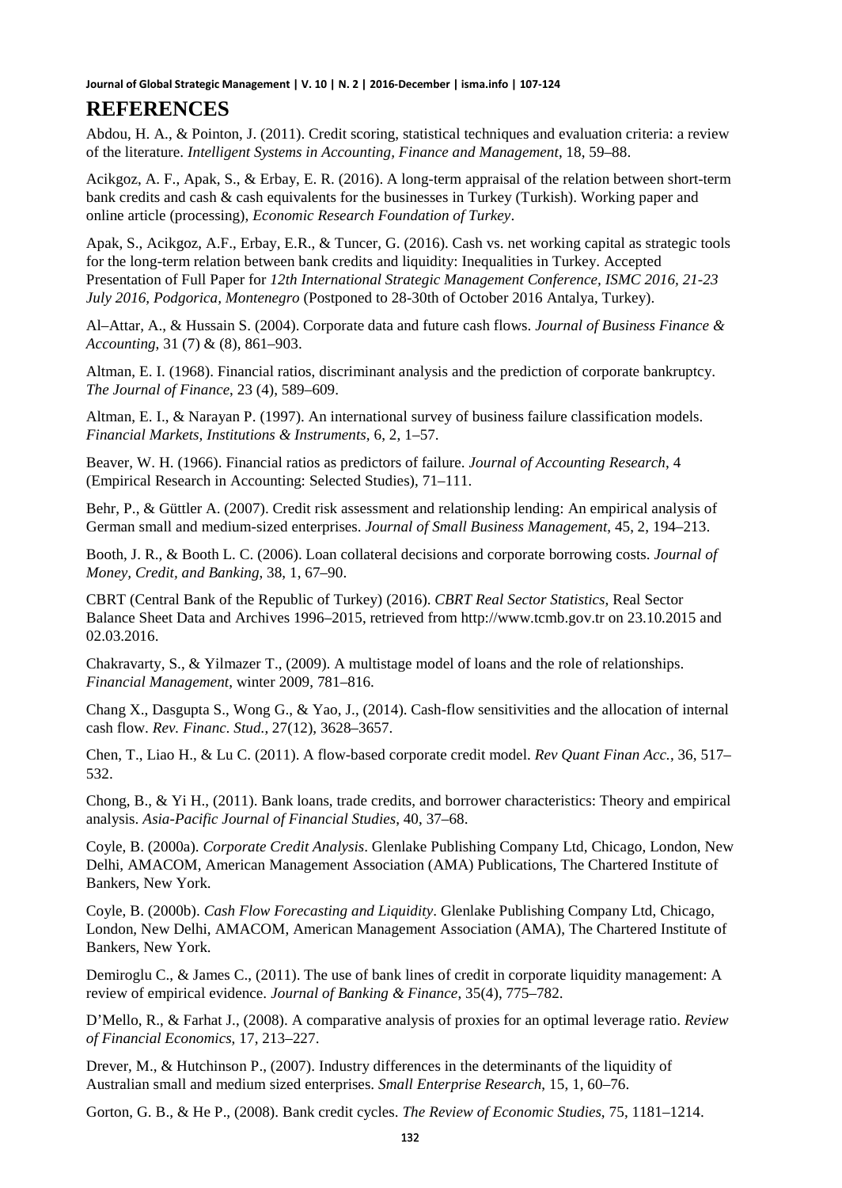# REFERENCES

Abdou, H. A., & Pointon, J. (2011). Credit scoring, statistical techniques and evaluation criteria: a review of the literature. *Intelligent Systems in Accounting, Finance and Management*, 18, 59–88.

Acikgoz, A. F., Apak, S., & Erbay, E. R. (2016). A long-term appraisal of the relation between short-term bank credits and cash & cash equivalents for the businesses in Turkey (Turkish). Working paper and online article (processing), *Economic Research Foundation of Turkey*.

Apak, S., Acikgoz, A.F., Erbay, E.R., & Tuncer, G. (2016). Cash vs. net working capital as strategic tools for the long-term relation between bank credits and liquidity: Inequalities in Turkey. Accepted Presentation of Full Paper for *12th International Strategic Management Conference, ISMC 2016, 21-23 July 2016, Podgorica, Montenegro* (Postponed to 28-30th of October 2016 Antalya, Turkey).

Al–Attar, A., & Hussain S. (2004). Corporate data and future cash flows. *Journal of Business Finance & Accounting*, 31 (7) & (8), 861–903.

Altman, E. I. (1968). Financial ratios, discriminant analysis and the prediction of corporate bankruptcy. *The Journal of Finance*, 23 (4), 589–609.

Altman, E. I., & Narayan P. (1997). An international survey of business failure classification models. *Financial Markets, Institutions & Instruments*, 6, 2, 1–57.

Beaver, W. H. (1966). Financial ratios as predictors of failure. *Journal of Accounting Research*, 4 (Empirical Research in Accounting: Selected Studies), 71–111.

Behr, P., & Güttler A. (2007). Credit risk assessment and relationship lending: An empirical analysis of German small and medium-sized enterprises. *Journal of Small Business Management*, 45, 2, 194–213.

Booth, J. R., & Booth L. C. (2006). Loan collateral decisions and corporate borrowing costs. *Journal of Money, Credit, and Banking*, 38, 1, 67–90.

CBRT (Central Bank of the Republic of Turkey) (2016). *CBRT Real Sector Statistics*, Real Sector Balance Sheet Data and Archives 1996–2015, retrieved from http://www.tcmb.gov.tr on 23.10.2015 and 02.03.2016.

Chakravarty, S., & Yilmazer T., (2009). A multistage model of loans and the role of relationships. *Financial Management*, winter 2009, 781–816.

Chang X., Dasgupta S., Wong G., & Yao, J., (2014). Cash-flow sensitivities and the allocation of internal cash flow. *Rev. Financ. Stud.*, 27(12), 3628–3657.

Chen, T., Liao H., & Lu C. (2011). A flow-based corporate credit model. *Rev Quant Finan Acc.*, 36, 517–532.

Chong, B., & Yi H., (2011). Bank loans, trade credits, and borrower characteristics: Theory and empirical analysis. *Asia-Pacific Journal of Financial Studies*, 40, 37–68.

Coyle, B. (2000a). *Corporate Credit Analysis*. Glenlake Publishing Company Ltd, Chicago, London, New Delhi, AMACOM, American Management Association (AMA) Publications, The Chartered Institute of Bankers, New York.

Coyle, B. (2000b). *Cash Flow Forecasting and Liquidity*. Glenlake Publishing Company Ltd, Chicago, London, New Delhi, AMACOM, American Management Association (AMA), The Chartered Institute of Bankers, New York.

Demiroglu C., & James C., (2011). The use of bank lines of credit in corporate liquidity management: A review of empirical evidence. *Journal of Banking & Finance*, 35(4), 775–782.

D'Mello, R., & Farhat J., (2008). A comparative analysis of proxies for an optimal leverage ratio. *Review of Financial Economics*, 17, 213–227.

Drever, M., & Hutchinson P., (2007). Industry differences in the determinants of the liquidity of Australian small and medium sized enterprises. *Small Enterprise Research*, 15, 1, 60–76.

Gorton, G. B., & He P., (2008). Bank credit cycles. *The Review of Economic Studies*, 75, 1181–1214.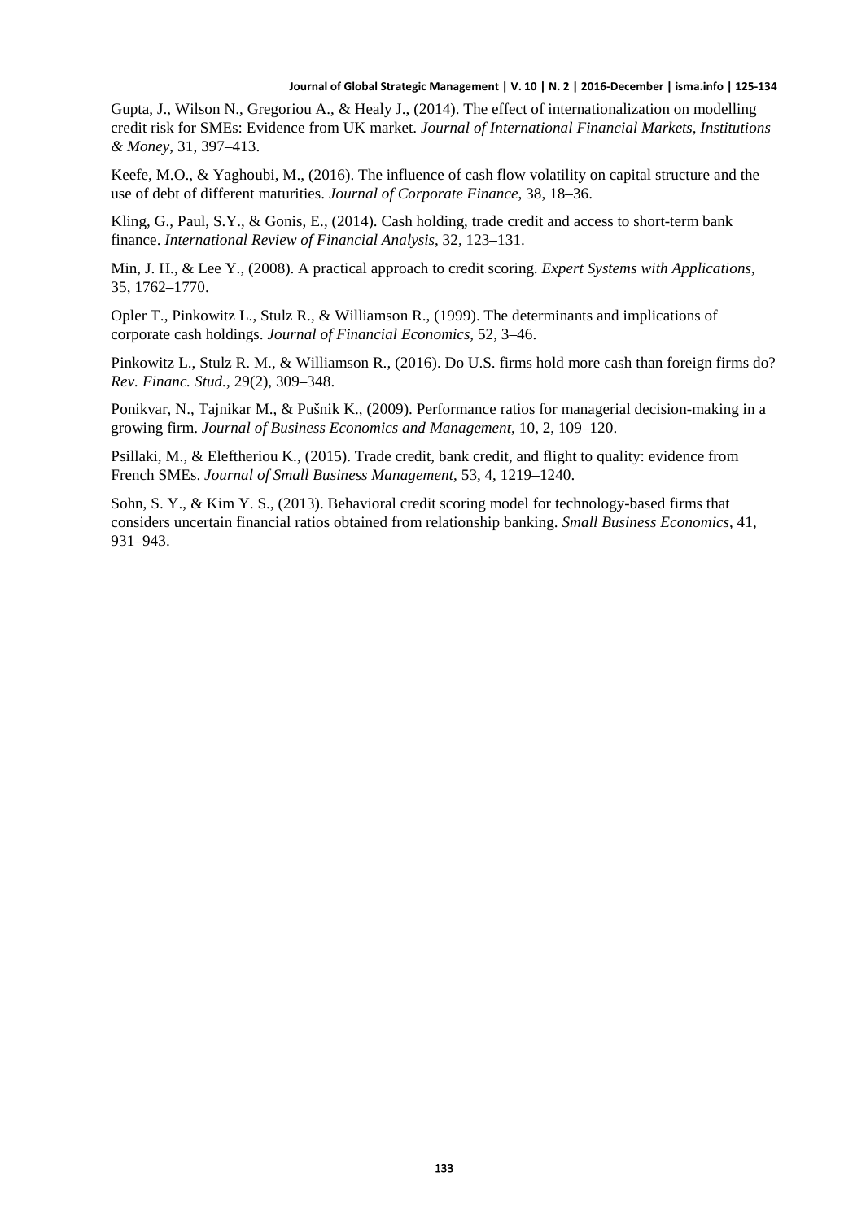Gupta, J., Wilson N., Gregoriou A., & Healy J., (2014). The effect of internationalization on modelling credit risk for SMEs: Evidence from UK market. *Journal of International Financial Markets, Institutions & Money*, 31, 397–413.

Keefe, M.O., & Yaghoubi, M., (2016). The influence of cash flow volatility on capital structure and the use of debt of different maturities. *Journal of Corporate Finance*, 38, 18–36.

Kling, G., Paul, S.Y., & Gonis, E., (2014). Cash holding, trade credit and access to short-term bank finance. *International Review of Financial Analysis*, 32, 123–131.

Min, J. H., & Lee Y., (2008). A practical approach to credit scoring. *Expert Systems with Applications*, 35, 1762–1770.

Opler T., Pinkowitz L., Stulz R., & Williamson R., (1999). The determinants and implications of corporate cash holdings. *Journal of Financial Economics*, 52, 3–46.

Pinkowitz L., Stulz R. M., & Williamson R., (2016). Do U.S. firms hold more cash than foreign firms do? *Rev. Financ. Stud.*, 29(2), 309–348.

Ponikvar, N., Tajnikar M., & Pušnik K., (2009). Performance ratios for managerial decision-making in a growing firm. *Journal of Business Economics and Management*, 10, 2, 109–120.

Psillaki, M., & Eleftheriou K., (2015). Trade credit, bank credit, and flight to quality: evidence from French SMEs. *Journal of Small Business Management*, 53, 4, 1219–1240.

Sohn, S. Y., & Kim Y. S., (2013). Behavioral credit scoring model for technology-based firms that considers uncertain financial ratios obtained from relationship banking. *Small Business Economics*, 41, 931–943.